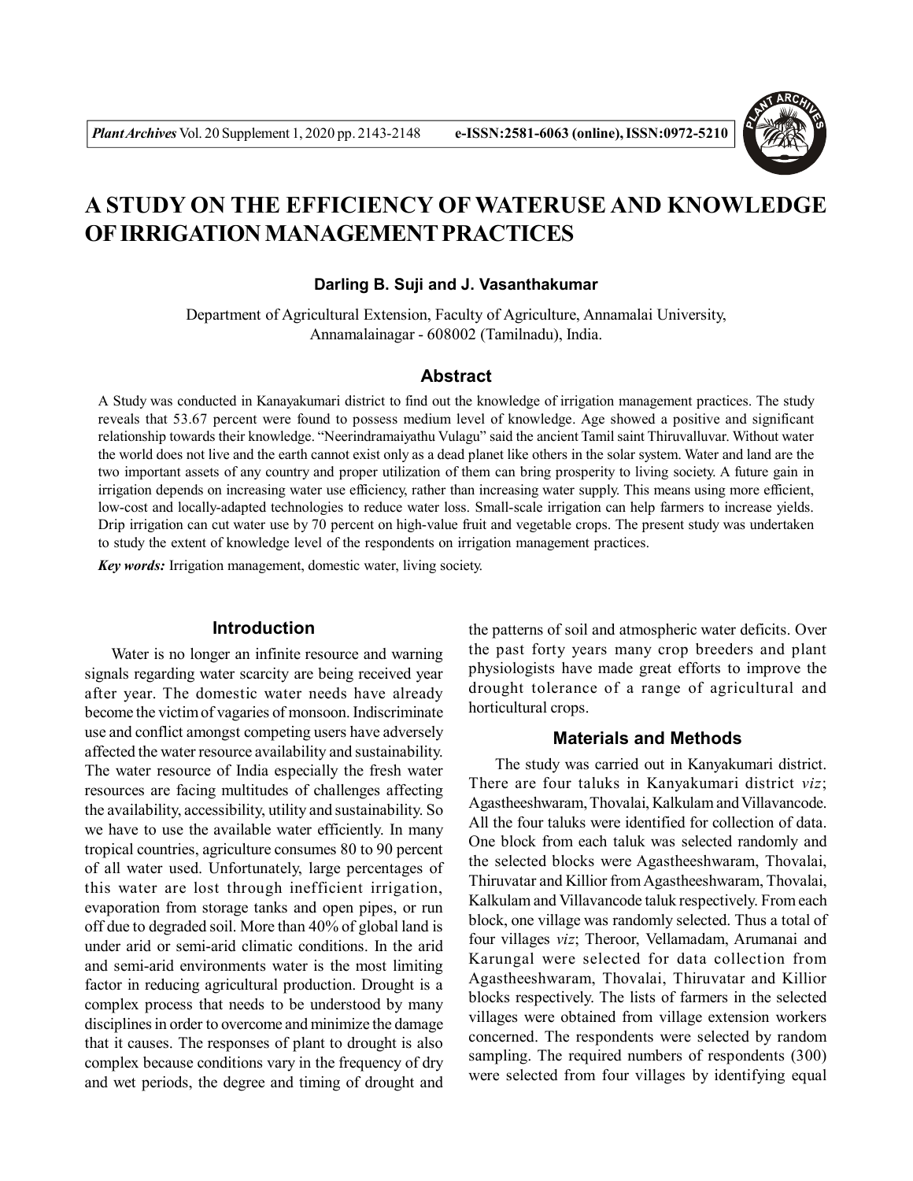# A STUDY ON THE EFFICIENCY OF WATERUSE AND KNOWLEDGE OF IRRIGATION MANAGEMENT PRACTICES

**Darling B. Suji and J. Vasanthakumar**

Department of Agricultural Extension, Faculty of Agriculture, Annamalai University, Annamalainagar - 608002 (Tamilnadu), India.

## Abstract

A Study was conducted in Kanayakumari district to find out the knowledge of irrigation management practices. The study reveals that 53.67 percent were found to possess medium level of knowledge. Age showed a positive and significant relationship towards their knowledge. "Neerindramaiyathu Vulagu" said the ancient Tamil saint Thiruvalluvar. Without water the world does not live and the earth cannot exist only as a dead planet like others in the solar system. Water and land are the two important assets of any country and proper utilization of them can bring prosperity to living society. A future gain in irrigation depends on increasing water use efficiency, rather than increasing water supply. This means using more efficient, low-cost and locally-adapted technologies to reduce water loss. Small-scale irrigation can help farmers to increase yields. Drip irrigation can cut water use by 70 percent on high-value fruit and vegetable crops. The present study was undertaken to study the extent of knowledge level of the respondents on irrigation management practices.

***Key words:*** Irrigation management, domestic water, living society.

## Introduction

Water is no longer an infinite resource and warning signals regarding water scarcity are being received year after year. The domestic water needs have already become the victim of vagaries of monsoon. Indiscriminate use and conflict amongst competing users have adversely affected the water resource availability and sustainability. The water resource of India especially the fresh water resources are facing multitudes of challenges affecting the availability, accessibility, utility and sustainability. So we have to use the available water efficiently. In many tropical countries, agriculture consumes 80 to 90 percent of all water used. Unfortunately, large percentages of this water are lost through inefficient irrigation, evaporation from storage tanks and open pipes, or run off due to degraded soil. More than 40% of global land is under arid or semi-arid climatic conditions. In the arid and semi-arid environments water is the most limiting factor in reducing agricultural production. Drought is a complex process that needs to be understood by many disciplines in order to overcome and minimize the damage that it causes. The responses of plant to drought is also complex because conditions vary in the frequency of dry and wet periods, the degree and timing of drought and the patterns of soil and atmospheric water deficits. Over the past forty years many crop breeders and plant physiologists have made great efforts to improve the drought tolerance of a range of agricultural and horticultural crops.

## Materials and Methods

The study was carried out in Kanyakumari district. There are four taluks in Kanyakumari district *viz*; Agastheeshwaram, Thovalai, Kalkulam and Villavancode. All the four taluks were identified for collection of data. One block from each taluk was selected randomly and the selected blocks were Agastheeshwaram, Thovalai, Thiruvatar and Killior from Agastheeshwaram, Thovalai, Kalkulam and Villavancode taluk respectively. From each block, one village was randomly selected. Thus a total of four villages *viz*; Theroor, Vellamadam, Arumanai and Karungal were selected for data collection from Agastheeshwaram, Thovalai, Thiruvatar and Killior blocks respectively. The lists of farmers in the selected villages were obtained from village extension workers concerned. The respondents were selected by random sampling. The required numbers of respondents (300) were selected from four villages by identifying equal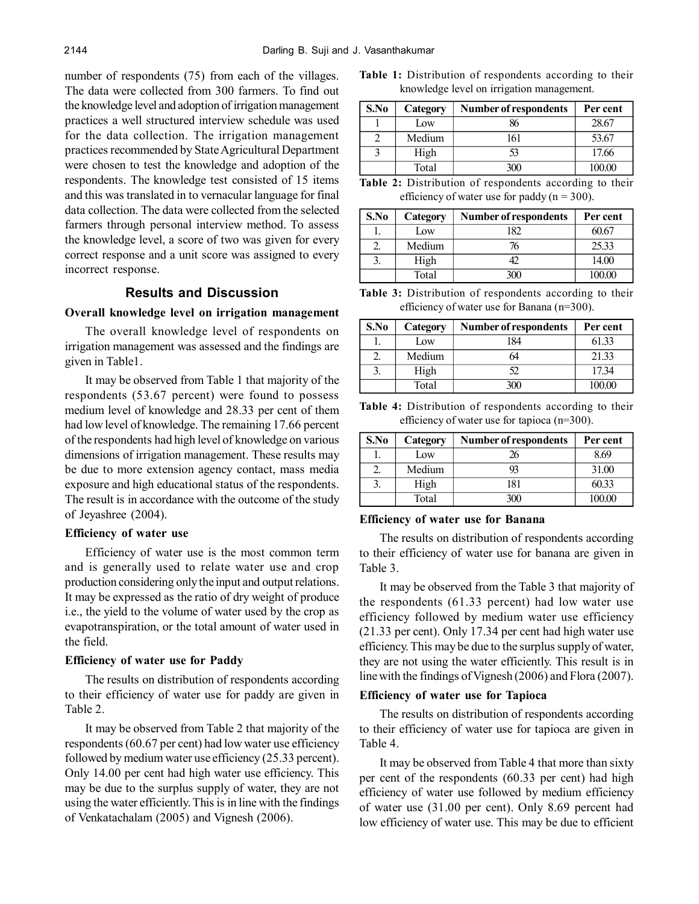number of respondents (75) from each of the villages. The data were collected from 300 farmers. To find out the knowledge level and adoption of irrigation management practices a well structured interview schedule was used for the data collection. The irrigation management practices recommended by State Agricultural Department were chosen to test the knowledge and adoption of the respondents. The knowledge test consisted of 15 items and this was translated in to vernacular language for final data collection. The data were collected from the selected farmers through personal interview method. To assess the knowledge level, a score of two was given for every correct response and a unit score was assigned to every incorrect response.

## Results and Discussion

### Overall knowledge level on irrigation management

The overall knowledge level of respondents on irrigation management was assessed and the findings are given in Table1.

It may be observed from Table 1 that majority of the respondents (53.67 percent) were found to possess medium level of knowledge and 28.33 per cent of them had low level of knowledge. The remaining 17.66 percent of the respondents had high level of knowledge on various dimensions of irrigation management. These results may be due to more extension agency contact, mass media exposure and high educational status of the respondents. The result is in accordance with the outcome of the study of Jeyashree (2004).

### Efficiency of water use

Efficiency of water use is the most common term and is generally used to relate water use and crop production considering only the input and output relations. It may be expressed as the ratio of dry weight of produce i.e., the yield to the volume of water used by the crop as evapotranspiration, or the total amount of water used in the field.

### Efficiency of water use for Paddy

The results on distribution of respondents according to their efficiency of water use for paddy are given in Table 2.

It may be observed from Table 2 that majority of the respondents (60.67 per cent) had low water use efficiency followed by medium water use efficiency (25.33 percent). Only 14.00 per cent had high water use efficiency. This may be due to the surplus supply of water, they are not using the water efficiently. This is in line with the findings of Venkatachalam (2005) and Vignesh (2006).

**Table 1:** Distribution of respondents according to their knowledge level on irrigation management.

| S.No | Category | Number of respondents | Per cent |
|---|---|---|---|
| 1 | Low | 86 | 28.67 |
| 2 | Medium | 161 | 53.67 |
| 3 | High | 53 | 17.66 |
| | Total | 300 | 100.00 |

**Table 2:** Distribution of respondents according to their efficiency of water use for paddy (n = 300).

| S.No | Category | Number of respondents | Per cent |
|---|---|---|---|
| 1. | Low | 182 | 60.67 |
| 2. | Medium | 76 | 25.33 |
| 3. | High | 42 | 14.00 |
| | Total | 300 | 100.00 |

**Table 3:** Distribution of respondents according to their efficiency of water use for Banana (n=300).

| S.No | Category | Number of respondents | Per cent |
|---|---|---|---|
| 1. | Low | 184 | 61.33 |
| 2. | Medium | 64 | 21.33 |
| 3. | High | 52 | 17.34 |
| | Total | 300 | 100.00 |

**Table 4:** Distribution of respondents according to their efficiency of water use for tapioca (n=300).

| S.No | Category | Number of respondents | Per cent |
|---|---|---|---|
| 1. | Low | 26 | 8.69 |
| 2. | Medium | 93 | 31.00 |
| 3. | High | 181 | 60.33 |
| | Total | 300 | 100.00 |

### Efficiency of water use for Banana

The results on distribution of respondents according to their efficiency of water use for banana are given in Table 3.

It may be observed from the Table 3 that majority of the respondents (61.33 percent) had low water use efficiency followed by medium water use efficiency (21.33 per cent). Only 17.34 per cent had high water use efficiency. This may be due to the surplus supply of water, they are not using the water efficiently. This result is in line with the findings of Vignesh (2006) and Flora (2007).

### Efficiency of water use for Tapioca

The results on distribution of respondents according to their efficiency of water use for tapioca are given in Table 4.

It may be observed from Table 4 that more than sixty per cent of the respondents (60.33 per cent) had high efficiency of water use followed by medium efficiency of water use (31.00 per cent). Only 8.69 percent had low efficiency of water use. This may be due to efficient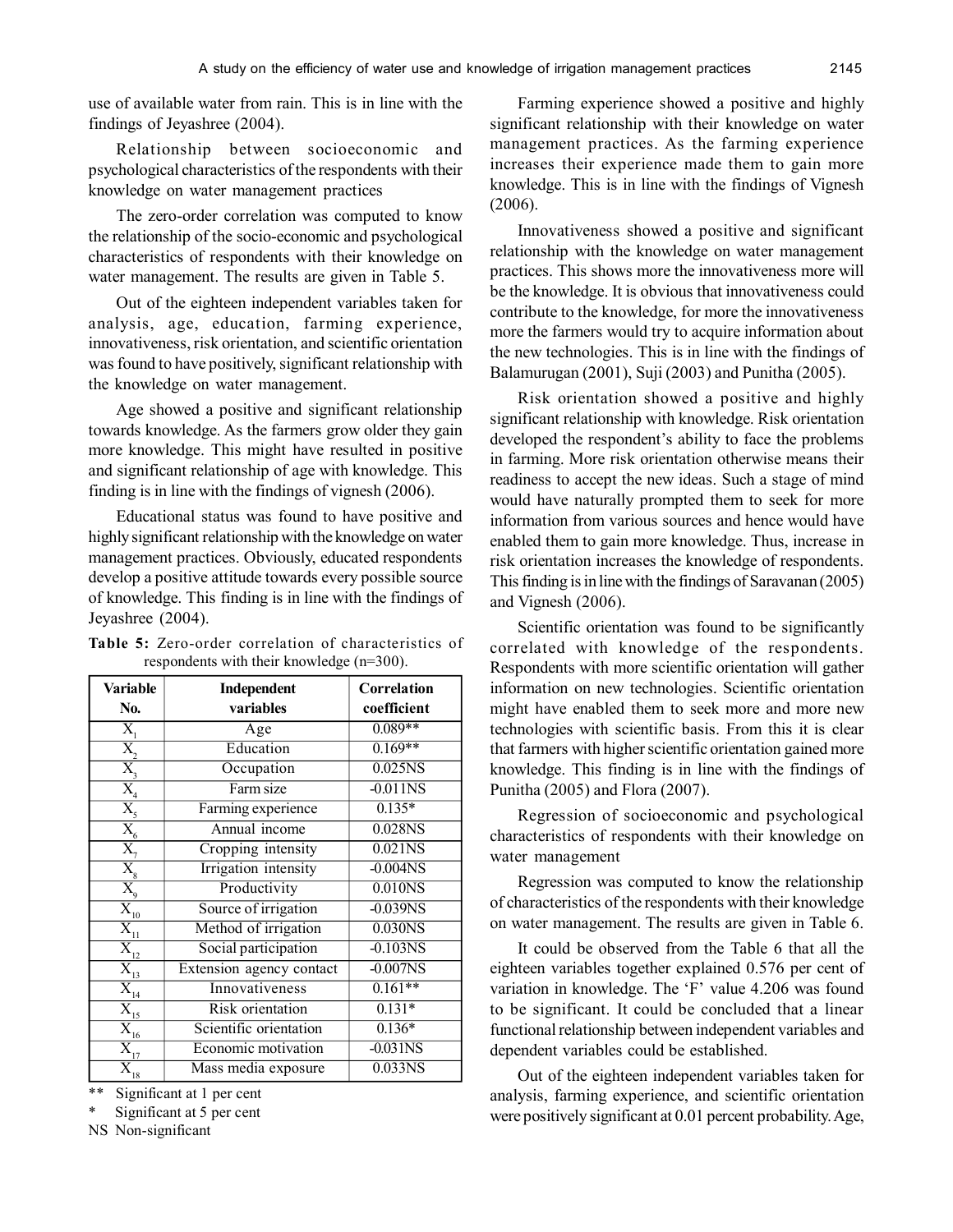use of available water from rain. This is in line with the findings of Jeyashree (2004).

Relationship between socioeconomic and psychological characteristics of the respondents with their knowledge on water management practices

The zero-order correlation was computed to know the relationship of the socio-economic and psychological characteristics of respondents with their knowledge on water management. The results are given in Table 5.

Out of the eighteen independent variables taken for analysis, age, education, farming experience, innovativeness, risk orientation, and scientific orientation was found to have positively, significant relationship with the knowledge on water management.

Age showed a positive and significant relationship towards knowledge. As the farmers grow older they gain more knowledge. This might have resulted in positive and significant relationship of age with knowledge. This finding is in line with the findings of vignesh (2006).

Educational status was found to have positive and highly significant relationship with the knowledge on water management practices. Obviously, educated respondents develop a positive attitude towards every possible source of knowledge. This finding is in line with the findings of Jeyashree (2004).

**Table 5:** Zero-order correlation of characteristics of respondents with their knowledge (n=300).

| Variable No. | Independent variables | Correlation coefficient |
|---|---|---|
| $X_1$ | Age | 0.089** |
| $X_2$ | Education | 0.169** |
| $X_3$ | Occupation | 0.025NS |
| $X_4$ | Farm size | -0.011NS |
| $X_5$ | Farming experience | 0.135* |
| $X_6$ | Annual income | 0.028NS |
| $X_7$ | Cropping intensity | 0.021NS |
| $X_8$ | Irrigation intensity | -0.004NS |
| $X_9$ | Productivity | 0.010NS |
| $X_{10}$ | Source of irrigation | -0.039NS |
| $X_{11}$ | Method of irrigation | 0.030NS |
| $X_{12}$ | Social participation | -0.103NS |
| $X_{13}$ | Extension agency contact | -0.007NS |
| $X_{14}$ | Innovativeness | 0.161** |
| $X_{15}$ | Risk orientation | 0.131* |
| $X_{16}$ | Scientific orientation | 0.136* |
| $X_{17}$ | Economic motivation | -0.031NS |
| $X_{18}$ | Mass media exposure | 0.033NS |

** Significant at 1 per cent

\* Significant at 5 per cent

NS Non-significant

Farming experience showed a positive and highly significant relationship with their knowledge on water management practices. As the farming experience increases their experience made them to gain more knowledge. This is in line with the findings of Vignesh (2006).

Innovativeness showed a positive and significant relationship with the knowledge on water management practices. This shows more the innovativeness more will be the knowledge. It is obvious that innovativeness could contribute to the knowledge, for more the innovativeness more the farmers would try to acquire information about the new technologies. This is in line with the findings of Balamurugan (2001), Suji (2003) and Punitha (2005).

Risk orientation showed a positive and highly significant relationship with knowledge. Risk orientation developed the respondent's ability to face the problems in farming. More risk orientation otherwise means their readiness to accept the new ideas. Such a stage of mind would have naturally prompted them to seek for more information from various sources and hence would have enabled them to gain more knowledge. Thus, increase in risk orientation increases the knowledge of respondents. This finding is in line with the findings of Saravanan (2005) and Vignesh (2006).

Scientific orientation was found to be significantly correlated with knowledge of the respondents. Respondents with more scientific orientation will gather information on new technologies. Scientific orientation might have enabled them to seek more and more new technologies with scientific basis. From this it is clear that farmers with higher scientific orientation gained more knowledge. This finding is in line with the findings of Punitha (2005) and Flora (2007).

Regression of socioeconomic and psychological characteristics of respondents with their knowledge on water management

Regression was computed to know the relationship of characteristics of the respondents with their knowledge on water management. The results are given in Table 6.

It could be observed from the Table 6 that all the eighteen variables together explained 0.576 per cent of variation in knowledge. The 'F' value 4.206 was found to be significant. It could be concluded that a linear functional relationship between independent variables and dependent variables could be established.

Out of the eighteen independent variables taken for analysis, farming experience, and scientific orientation were positively significant at 0.01 percent probability. Age,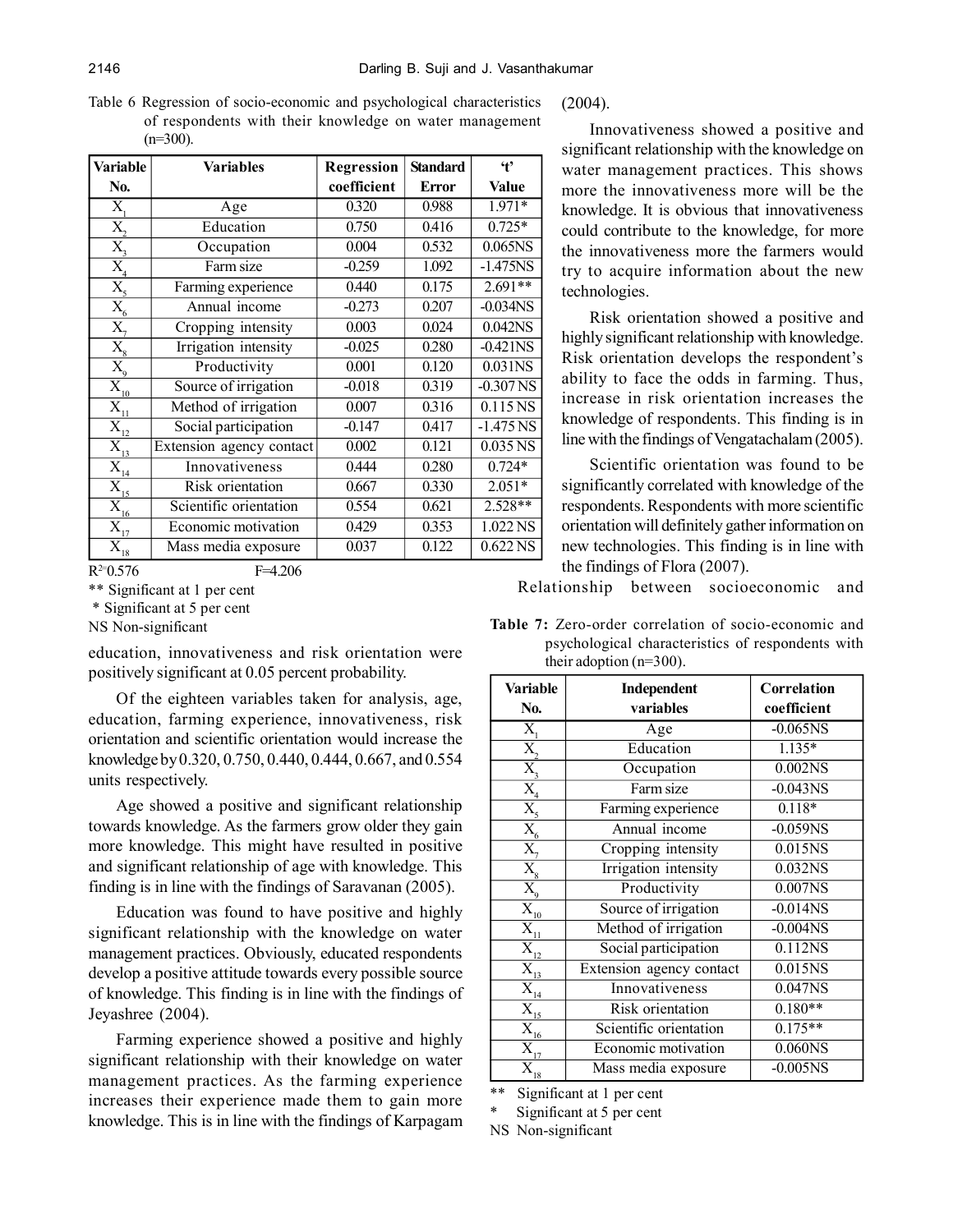Table 6 Regression of socio-economic and psychological characteristics of respondents with their knowledge on water management (n=300).

| Variable No. | Variables | Regression coefficient | Standard Error | 't' Value |
|---|---|---|---|---|
| $X_1$ | Age | 0.320 | 0.988 | 1.971* |
| $X_2$ | Education | 0.750 | 0.416 | 0.725* |
| $X_3$ | Occupation | 0.004 | 0.532 | 0.065NS |
| $X_4$ | Farm size | -0.259 | 1.092 | -1.475NS |
| $X_5$ | Farming experience | 0.440 | 0.175 | 2.691** |
| $X_6$ | Annual income | -0.273 | 0.207 | -0.034NS |
| $X_7$ | Cropping intensity | 0.003 | 0.024 | 0.042NS |
| $X_8$ | Irrigation intensity | -0.025 | 0.280 | -0.421NS |
| $X_9$ | Productivity | 0.001 | 0.120 | 0.031NS |
| $X_{10}$ | Source of irrigation | -0.018 | 0.319 | -0.307 NS |
| $X_{11}$ | Method of irrigation | 0.007 | 0.316 | 0.115 NS |
| $X_{12}$ | Social participation | -0.147 | 0.417 | -1.475 NS |
| $X_{13}$ | Extension agency contact | 0.002 | 0.121 | 0.035 NS |
| $X_{14}$ | Innovativeness | 0.444 | 0.280 | 0.724* |
| $X_{15}$ | Risk orientation | 0.667 | 0.330 | 2.051* |
| $X_{16}$ | Scientific orientation | 0.554 | 0.621 | 2.528** |
| $X_{17}$ | Economic motivation | 0.429 | 0.353 | 1.022 NS |
| $X_{18}$ | Mass media exposure | 0.037 | 0.122 | 0.622 NS |

$R^2$=0.576 F=4.206

** Significant at 1 per cent

* Significant at 5 per cent

NS Non-significant

education, innovativeness and risk orientation were positively significant at 0.05 percent probability.

Of the eighteen variables taken for analysis, age, education, farming experience, innovativeness, risk orientation and scientific orientation would increase the knowledge by 0.320, 0.750, 0.440, 0.444, 0.667, and 0.554 units respectively.

Age showed a positive and significant relationship towards knowledge. As the farmers grow older they gain more knowledge. This might have resulted in positive and significant relationship of age with knowledge. This finding is in line with the findings of Saravanan (2005).

Education was found to have positive and highly significant relationship with the knowledge on water management practices. Obviously, educated respondents develop a positive attitude towards every possible source of knowledge. This finding is in line with the findings of Jeyashree (2004).

Farming experience showed a positive and highly significant relationship with their knowledge on water management practices. As the farming experience increases their experience made them to gain more knowledge. This is in line with the findings of Karpagam (2004).

Innovativeness showed a positive and significant relationship with the knowledge on water management practices. This shows more the innovativeness more will be the knowledge. It is obvious that innovativeness could contribute to the knowledge, for more the innovativeness more the farmers would try to acquire information about the new technologies.

Risk orientation showed a positive and highly significant relationship with knowledge. Risk orientation develops the respondent's ability to face the odds in farming. Thus, increase in risk orientation increases the knowledge of respondents. This finding is in line with the findings of Vengatachalam (2005).

Scientific orientation was found to be significantly correlated with knowledge of the respondents. Respondents with more scientific orientation will definitely gather information on new technologies. This finding is in line with the findings of Flora (2007).

Relationship between socioeconomic and

**Table 7:** Zero-order correlation of socio-economic and psychological characteristics of respondents with their adoption (n=300).

| Variable No. | Independent variables | Correlation coefficient |
|---|---|---|
| $X_1$ | Age | -0.065NS |
| $X_2$ | Education | 1.135* |
| $X_3$ | Occupation | 0.002NS |
| $X_4$ | Farm size | -0.043NS |
| $X_5$ | Farming experience | 0.118* |
| $X_6$ | Annual income | -0.059NS |
| $X_7$ | Cropping intensity | 0.015NS |
| $X_8$ | Irrigation intensity | 0.032NS |
| $X_9$ | Productivity | 0.007NS |
| $X_{10}$ | Source of irrigation | -0.014NS |
| $X_{11}$ | Method of irrigation | -0.004NS |
| $X_{12}$ | Social participation | 0.112NS |
| $X_{13}$ | Extension agency contact | 0.015NS |
| $X_{14}$ | Innovativeness | 0.047NS |
| $X_{15}$ | Risk orientation | 0.180** |
| $X_{16}$ | Scientific orientation | 0.175** |
| $X_{17}$ | Economic motivation | 0.060NS |
| $X_{18}$ | Mass media exposure | -0.005NS |

** Significant at 1 per cent

* Significant at 5 per cent

NS Non-significant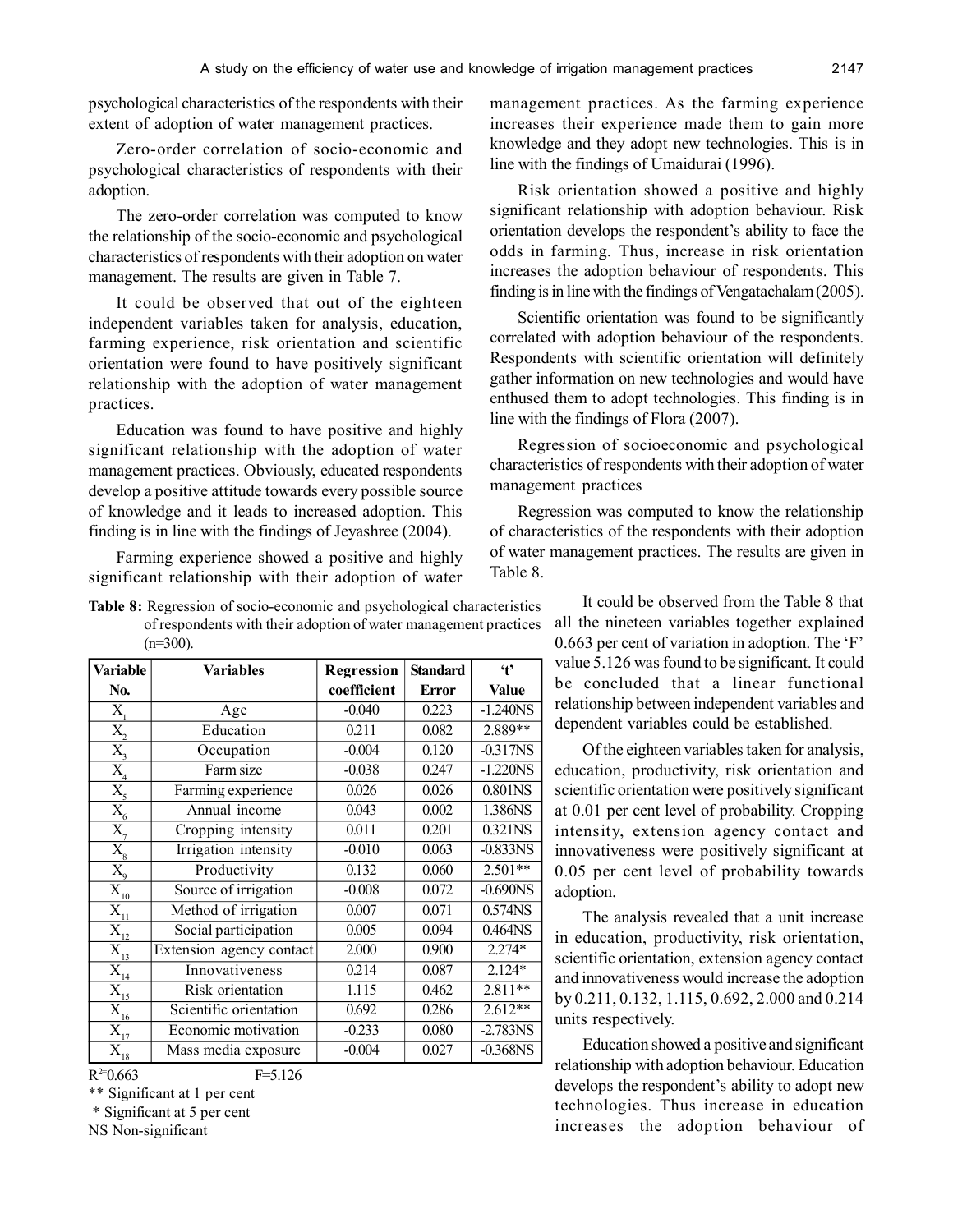psychological characteristics of the respondents with their extent of adoption of water management practices.

Zero-order correlation of socio-economic and psychological characteristics of respondents with their adoption.

The zero-order correlation was computed to know the relationship of the socio-economic and psychological characteristics of respondents with their adoption on water management. The results are given in Table 7.

It could be observed that out of the eighteen independent variables taken for analysis, education, farming experience, risk orientation and scientific orientation were found to have positively significant relationship with the adoption of water management practices.

Education was found to have positive and highly significant relationship with the adoption of water management practices. Obviously, educated respondents develop a positive attitude towards every possible source of knowledge and it leads to increased adoption. This finding is in line with the findings of Jeyashree (2004).

Farming experience showed a positive and highly significant relationship with their adoption of water management practices. As the farming experience increases their experience made them to gain more knowledge and they adopt new technologies. This is in line with the findings of Umaidurai (1996).

Risk orientation showed a positive and highly significant relationship with adoption behaviour. Risk orientation develops the respondent's ability to face the odds in farming. Thus, increase in risk orientation increases the adoption behaviour of respondents. This finding is in line with the findings of Vengatachalam (2005).

Scientific orientation was found to be significantly correlated with adoption behaviour of the respondents. Respondents with scientific orientation will definitely gather information on new technologies and would have enthused them to adopt technologies. This finding is in line with the findings of Flora (2007).

Regression of socioeconomic and psychological characteristics of respondents with their adoption of water management practices

Regression was computed to know the relationship of characteristics of the respondents with their adoption of water management practices. The results are given in Table 8.

**Table 8:** Regression of socio-economic and psychological characteristics of respondents with their adoption of water management practices (n=300).

| Variable No. | Variables | Regression coefficient | Standard Error | 't' Value |
|---|---|---|---|---|
| $X_1$ | Age | -0.040 | 0.223 | -1.240NS |
| $X_2$ | Education | 0.211 | 0.082 | 2.889** |
| $X_3$ | Occupation | -0.004 | 0.120 | -0.317NS |
| $X_4$ | Farm size | -0.038 | 0.247 | -1.220NS |
| $X_5$ | Farming experience | 0.026 | 0.026 | 0.801NS |
| $X_6$ | Annual income | 0.043 | 0.002 | 1.386NS |
| $X_7$ | Cropping intensity | 0.011 | 0.201 | 0.321NS |
| $X_8$ | Irrigation intensity | -0.010 | 0.063 | -0.833NS |
| $X_9$ | Productivity | 0.132 | 0.060 | 2.501** |
| $X_{10}$ | Source of irrigation | -0.008 | 0.072 | -0.690NS |
| $X_{11}$ | Method of irrigation | 0.007 | 0.071 | 0.574NS |
| $X_{12}$ | Social participation | 0.005 | 0.094 | 0.464NS |
| $X_{13}$ | Extension agency contact | 2.000 | 0.900 | 2.274* |
| $X_{14}$ | Innovativeness | 0.214 | 0.087 | 2.124* |
| $X_{15}$ | Risk orientation | 1.115 | 0.462 | 2.811** |
| $X_{16}$ | Scientific orientation | 0.692 | 0.286 | 2.612** |
| $X_{17}$ | Economic motivation | -0.233 | 0.080 | -2.783NS |
| $X_{18}$ | Mass media exposure | -0.004 | 0.027 | -0.368NS |

$R^2$=0.663 F=5.126

** Significant at 1 per cent

\* Significant at 5 per cent

NS Non-significant

It could be observed from the Table 8 that all the nineteen variables together explained 0.663 per cent of variation in adoption. The 'F' value 5.126 was found to be significant. It could be concluded that a linear functional relationship between independent variables and dependent variables could be established.

Of the eighteen variables taken for analysis, education, productivity, risk orientation and scientific orientation were positively significant at 0.01 per cent level of probability. Cropping intensity, extension agency contact and innovativeness were positively significant at 0.05 per cent level of probability towards adoption.

The analysis revealed that a unit increase in education, productivity, risk orientation, scientific orientation, extension agency contact and innovativeness would increase the adoption by 0.211, 0.132, 1.115, 0.692, 2.000 and 0.214 units respectively.

Education showed a positive and significant relationship with adoption behaviour. Education develops the respondent's ability to adopt new technologies. Thus increase in education increases the adoption behaviour of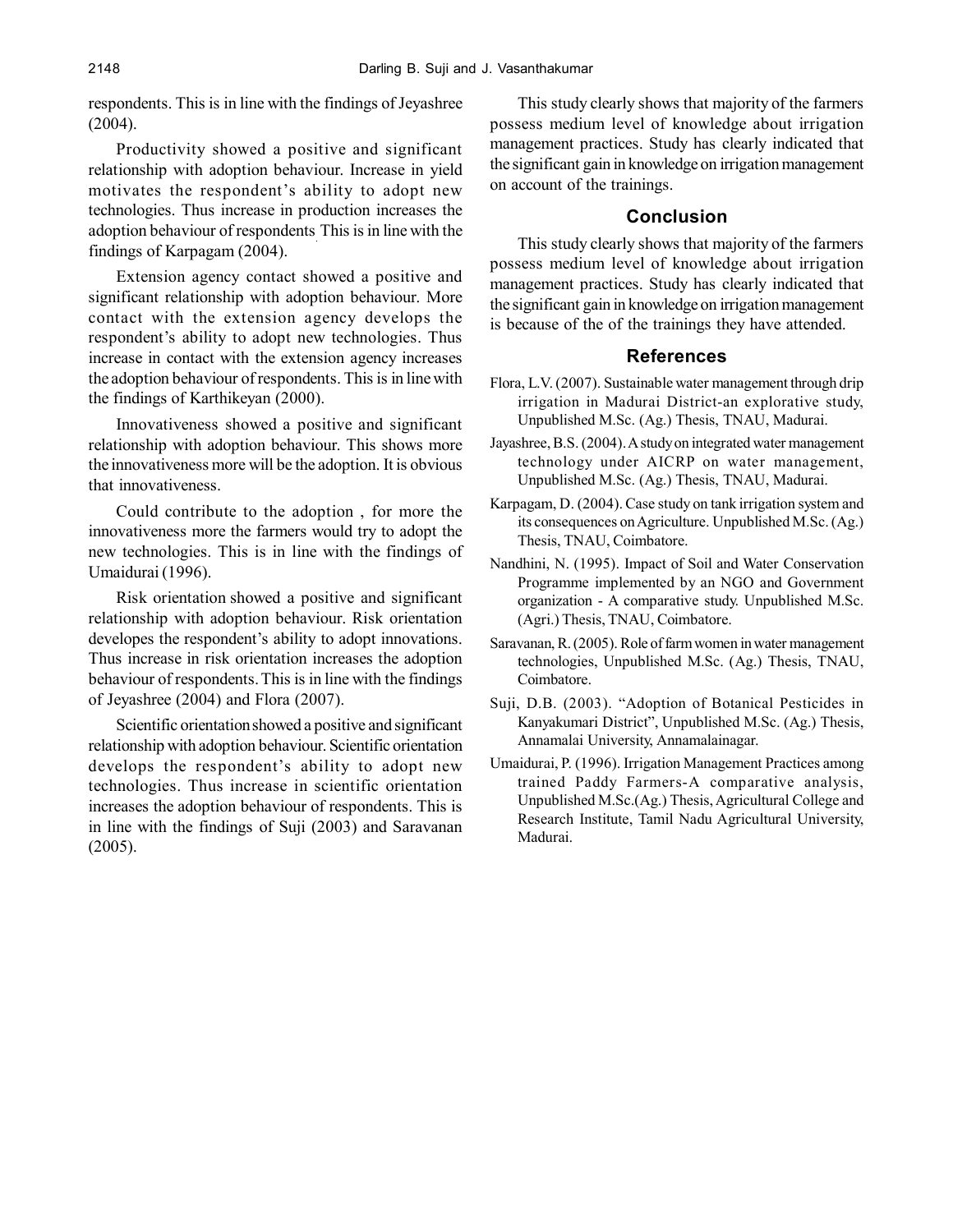respondents. This is in line with the findings of Jeyashree (2004).

Productivity showed a positive and significant relationship with adoption behaviour. Increase in yield motivates the respondent's ability to adopt new technologies. Thus increase in production increases the adoption behaviour of respondents This is in line with the findings of Karpagam (2004).

Extension agency contact showed a positive and significant relationship with adoption behaviour. More contact with the extension agency develops the respondent's ability to adopt new technologies. Thus increase in contact with the extension agency increases the adoption behaviour of respondents. This is in line with the findings of Karthikeyan (2000).

Innovativeness showed a positive and significant relationship with adoption behaviour. This shows more the innovativeness more will be the adoption. It is obvious that innovativeness.

Could contribute to the adoption , for more the innovativeness more the farmers would try to adopt the new technologies. This is in line with the findings of Umaidurai (1996).

Risk orientation showed a positive and significant relationship with adoption behaviour. Risk orientation developes the respondent's ability to adopt innovations. Thus increase in risk orientation increases the adoption behaviour of respondents. This is in line with the findings of Jeyashree (2004) and Flora (2007).

Scientific orientation showed a positive and significant relationship with adoption behaviour. Scientific orientation develops the respondent's ability to adopt new technologies. Thus increase in scientific orientation increases the adoption behaviour of respondents. This is in line with the findings of Suji (2003) and Saravanan (2005).

This study clearly shows that majority of the farmers possess medium level of knowledge about irrigation management practices. Study has clearly indicated that the significant gain in knowledge on irrigation management on account of the trainings.

## Conclusion

This study clearly shows that majority of the farmers possess medium level of knowledge about irrigation management practices. Study has clearly indicated that the significant gain in knowledge on irrigation management is because of the of the trainings they have attended.

## References

Flora, L.V. (2007). Sustainable water management through drip irrigation in Madurai District-an explorative study, Unpublished M.Sc. (Ag.) Thesis, TNAU, Madurai.

Jayashree, B.S. (2004). A study on integrated water management technology under AICRP on water management, Unpublished M.Sc. (Ag.) Thesis, TNAU, Madurai.

Karpagam, D. (2004). Case study on tank irrigation system and its consequences on Agriculture. Unpublished M.Sc. (Ag.) Thesis, TNAU, Coimbatore.

Nandhini, N. (1995). Impact of Soil and Water Conservation Programme implemented by an NGO and Government organization - A comparative study. Unpublished M.Sc. (Agri.) Thesis, TNAU, Coimbatore.

Saravanan, R. (2005). Role of farm women in water management technologies, Unpublished M.Sc. (Ag.) Thesis, TNAU, Coimbatore.

Suji, D.B. (2003). "Adoption of Botanical Pesticides in Kanyakumari District", Unpublished M.Sc. (Ag.) Thesis, Annamalai University, Annamalainagar.

Umaidurai, P. (1996). Irrigation Management Practices among trained Paddy Farmers-A comparative analysis, Unpublished M.Sc.(Ag.) Thesis, Agricultural College and Research Institute, Tamil Nadu Agricultural University, Madurai.